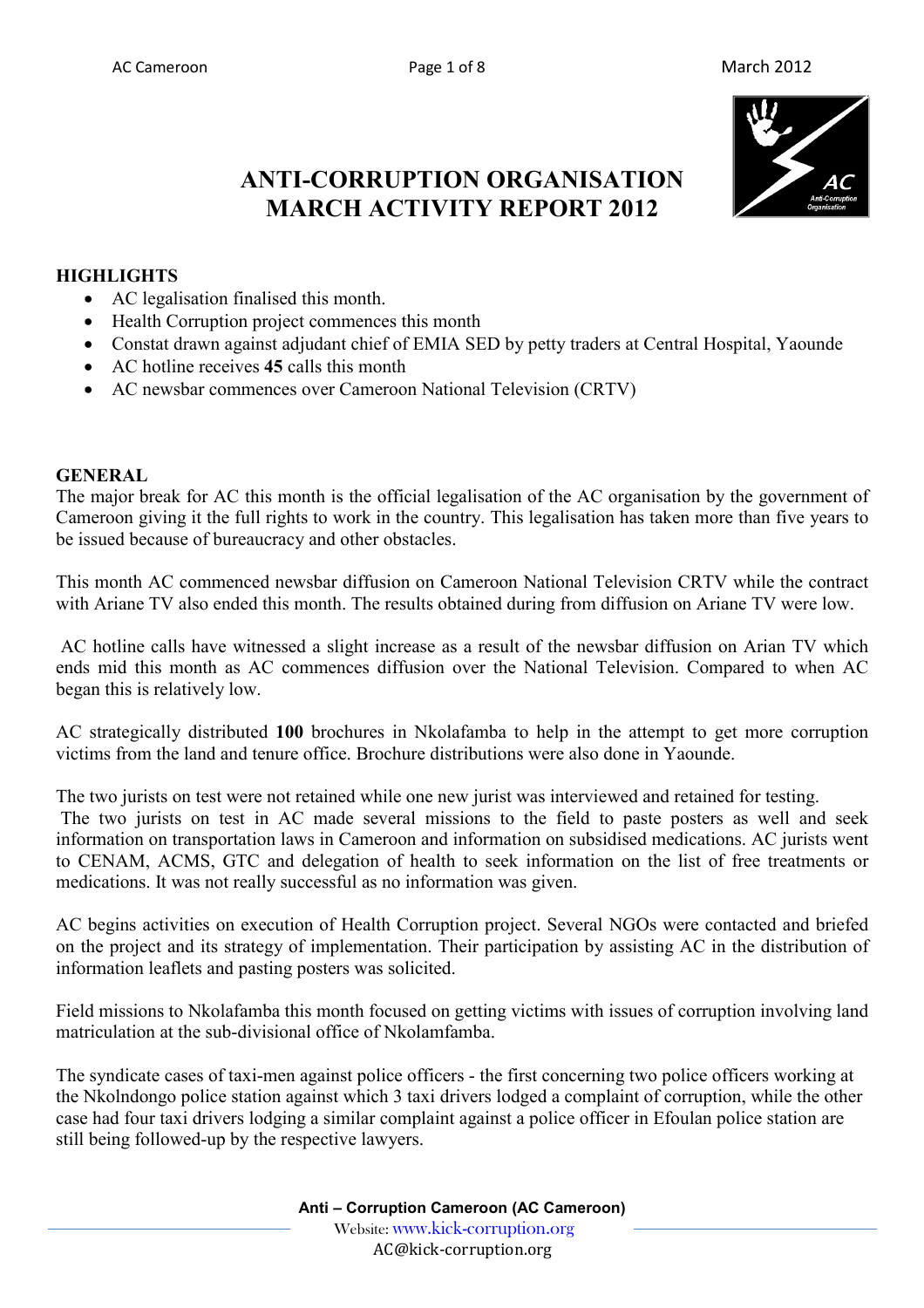# ANTI-CORRUPTION ORGANISATION
# MARCH ACTIVITY REPORT 2012

## HIGHLIGHTS

- AC legalisation finalised this month.
- Health Corruption project commences this month
- Constat drawn against adjudant chief of EMIA SED by petty traders at Central Hospital, Yaounde
- AC hotline receives **45** calls this month
- AC newsbar commences over Cameroon National Television (CRTV)

## GENERAL

The major break for AC this month is the official legalisation of the AC organisation by the government of Cameroon giving it the full rights to work in the country. This legalisation has taken more than five years to be issued because of bureaucracy and other obstacles.

This month AC commenced newsbar diffusion on Cameroon National Television CRTV while the contract with Ariane TV also ended this month. The results obtained during from diffusion on Ariane TV were low.

AC hotline calls have witnessed a slight increase as a result of the newsbar diffusion on Arian TV which ends mid this month as AC commences diffusion over the National Television. Compared to when AC began this is relatively low.

AC strategically distributed **100** brochures in Nkolafamba to help in the attempt to get more corruption victims from the land and tenure office. Brochure distributions were also done in Yaounde.

The two jurists on test were not retained while one new jurist was interviewed and retained for testing. The two jurists on test in AC made several missions to the field to paste posters as well and seek information on transportation laws in Cameroon and information on subsidised medications. AC jurists went to CENAM, ACMS, GTC and delegation of health to seek information on the list of free treatments or medications. It was not really successful as no information was given.

AC begins activities on execution of Health Corruption project. Several NGOs were contacted and briefed on the project and its strategy of implementation. Their participation by assisting AC in the distribution of information leaflets and pasting posters was solicited.

Field missions to Nkolafamba this month focused on getting victims with issues of corruption involving land matriculation at the sub-divisional office of Nkolamfamba.

The syndicate cases of taxi-men against police officers - the first concerning two police officers working at the Nkolndongo police station against which 3 taxi drivers lodged a complaint of corruption, while the other case had four taxi drivers lodging a similar complaint against a police officer in Efoulan police station are still being followed-up by the respective lawyers.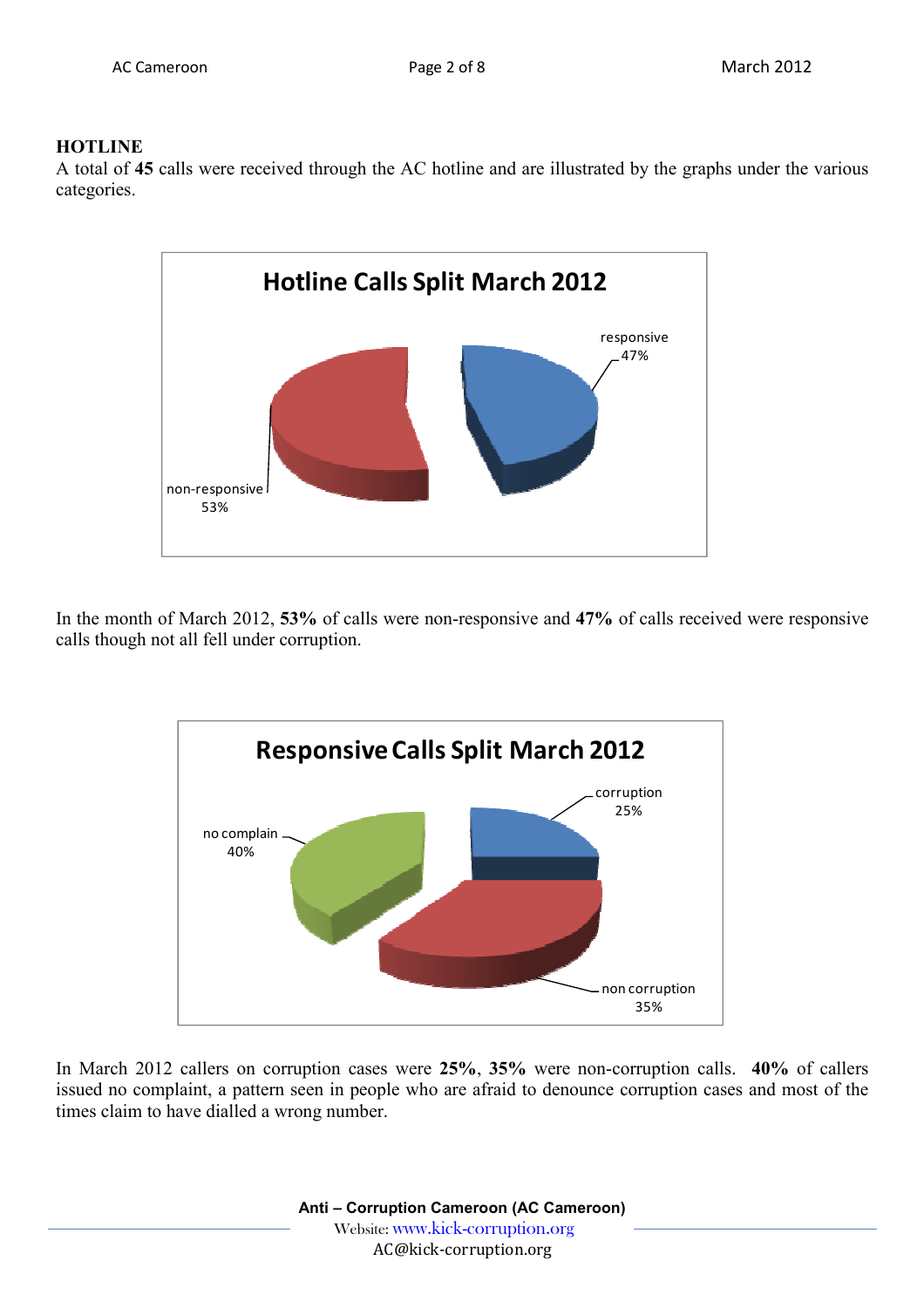## HOTLINE

A total of **45** calls were received through the AC hotline and are illustrated by the graphs under the various categories.

**Hotline Calls Split March 2012**

responsive 47%

non-responsive 53%

In the month of March 2012, **53%** of calls were non-responsive and **47%** of calls received were responsive calls though not all fell under corruption.

**Responsive Calls Split March 2012**

corruption 25%

no complain 40%

non corruption 35%

In March 2012 callers on corruption cases were **25%**, **35%** were non-corruption calls. **40%** of callers issued no complaint, a pattern seen in people who are afraid to denounce corruption cases and most of the times claim to have dialled a wrong number.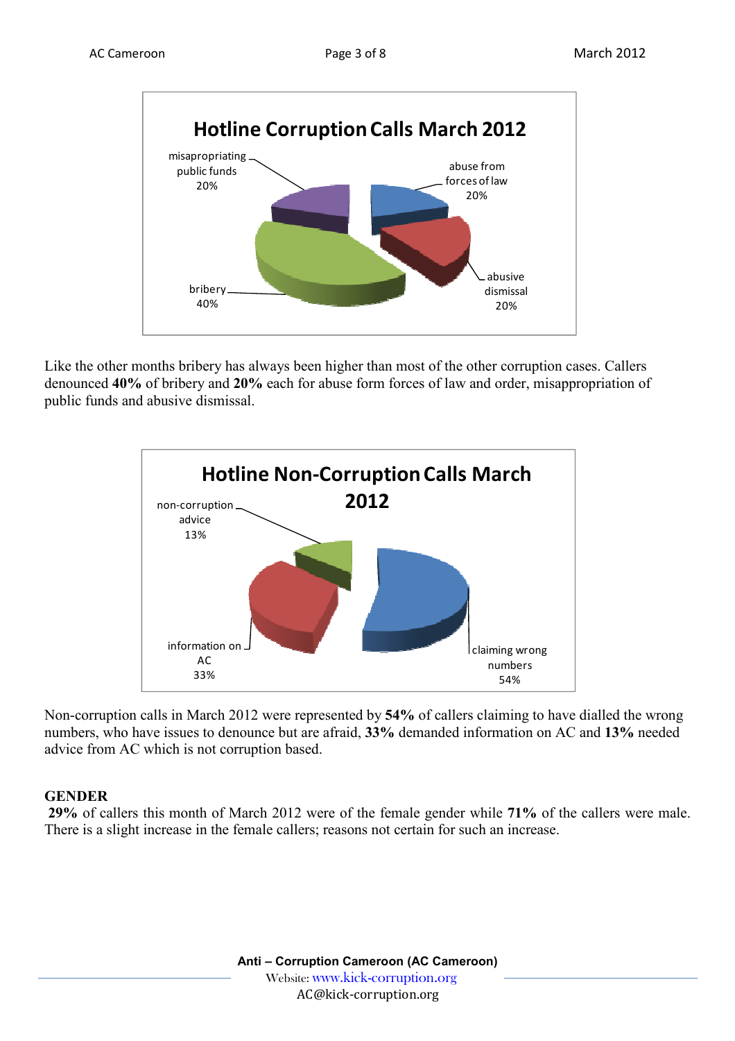**Hotline Corruption Calls March 2012**

- misapropriating public funds 20%
- abuse from forces of law 20%
- abusive dismissal 20%
- bribery 40%

Like the other months bribery has always been higher than most of the other corruption cases. Callers denounced **40%** of bribery and **20%** each for abuse form forces of law and order, misappropriation of public funds and abusive dismissal.

**Hotline Non-Corruption Calls March 2012**

- non-corruption advice 13%
- information on AC 33%
- claiming wrong numbers 54%

Non-corruption calls in March 2012 were represented by **54%** of callers claiming to have dialled the wrong numbers, who have issues to denounce but are afraid, **33%** demanded information on AC and **13%** needed advice from AC which is not corruption based.

## GENDER

**29%** of callers this month of March 2012 were of the female gender while **71%** of the callers were male. There is a slight increase in the female callers; reasons not certain for such an increase.

**Anti – Corruption Cameroon (AC Cameroon)**
Website: www.kick-corruption.org
AC@kick-corruption.org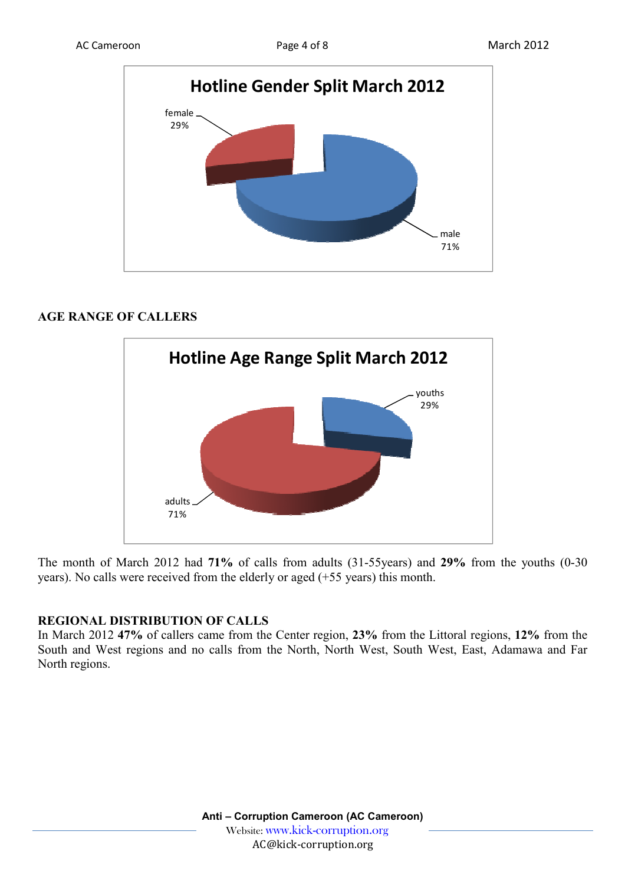**Hotline Gender Split March 2012**

female 29%

male 71%

## AGE RANGE OF CALLERS

**Hotline Age Range Split March 2012**

youths 29%

adults 71%

The month of March 2012 had **71%** of calls from adults (31-55years) and **29%** from the youths (0-30 years). No calls were received from the elderly or aged (+55 years) this month.

## REGIONAL DISTRIBUTION OF CALLS

In March 2012 **47%** of callers came from the Center region, **23%** from the Littoral regions, **12%** from the South and West regions and no calls from the North, North West, South West, East, Adamawa and Far North regions.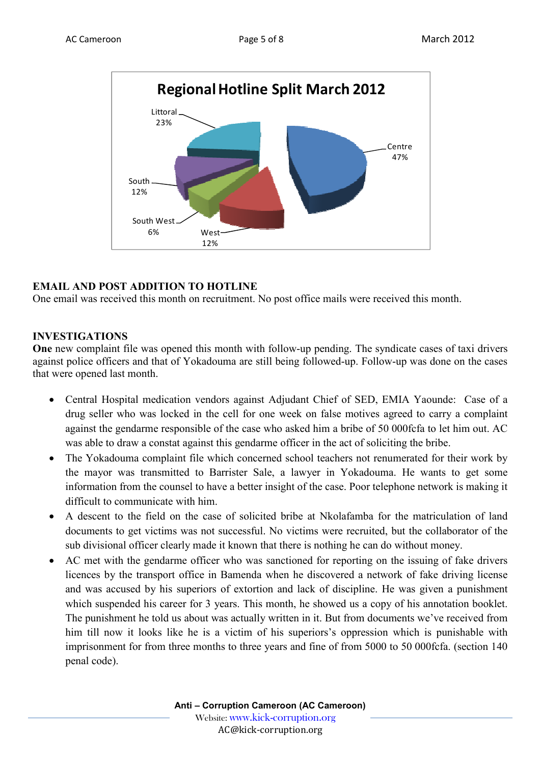**Regional Hotline Split March 2012**

| Region | Share |
|---|---|
| Centre | 47% |
| Littoral | 23% |
| South | 12% |
| West | 12% |
| South West | 6% |

## EMAIL AND POST ADDITION TO HOTLINE

One email was received this month on recruitment. No post office mails were received this month.

## INVESTIGATIONS

**One** new complaint file was opened this month with follow-up pending. The syndicate cases of taxi drivers against police officers and that of Yokadouma are still being followed-up. Follow-up was done on the cases that were opened last month.

- Central Hospital medication vendors against Adjudant Chief of SED, EMIA Yaounde: Case of a drug seller who was locked in the cell for one week on false motives agreed to carry a complaint against the gendarme responsible of the case who asked him a bribe of 50 000fcfa to let him out. AC was able to draw a constat against this gendarme officer in the act of soliciting the bribe.
- The Yokadouma complaint file which concerned school teachers not renumerated for their work by the mayor was transmitted to Barrister Sale, a lawyer in Yokadouma. He wants to get some information from the counsel to have a better insight of the case. Poor telephone network is making it difficult to communicate with him.
- A descent to the field on the case of solicited bribe at Nkolafamba for the matriculation of land documents to get victims was not successful. No victims were recruited, but the collaborator of the sub divisional officer clearly made it known that there is nothing he can do without money.
- AC met with the gendarme officer who was sanctioned for reporting on the issuing of fake drivers licences by the transport office in Bamenda when he discovered a network of fake driving license and was accused by his superiors of extortion and lack of discipline. He was given a punishment which suspended his career for 3 years. This month, he showed us a copy of his annotation booklet. The punishment he told us about was actually written in it. But from documents we've received from him till now it looks like he is a victim of his superiors's oppression which is punishable with imprisonment for from three months to three years and fine of from 5000 to 50 000fcfa. (section 140 penal code).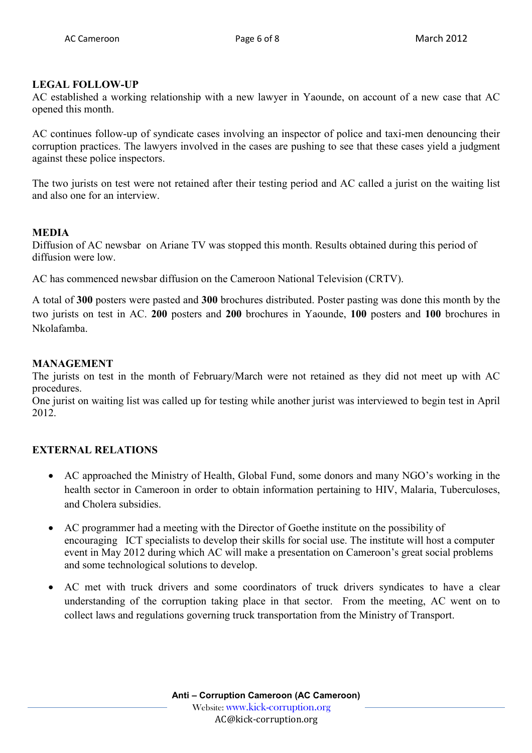## LEGAL FOLLOW-UP

AC established a working relationship with a new lawyer in Yaounde, on account of a new case that AC opened this month.

AC continues follow-up of syndicate cases involving an inspector of police and taxi-men denouncing their corruption practices. The lawyers involved in the cases are pushing to see that these cases yield a judgment against these police inspectors.

The two jurists on test were not retained after their testing period and AC called a jurist on the waiting list and also one for an interview.

## MEDIA

Diffusion of AC newsbar on Ariane TV was stopped this month. Results obtained during this period of diffusion were low.

AC has commenced newsbar diffusion on the Cameroon National Television (CRTV).

A total of **300** posters were pasted and **300** brochures distributed. Poster pasting was done this month by the two jurists on test in AC. **200** posters and **200** brochures in Yaounde, **100** posters and **100** brochures in Nkolafamba.

## MANAGEMENT

The jurists on test in the month of February/March were not retained as they did not meet up with AC procedures.

One jurist on waiting list was called up for testing while another jurist was interviewed to begin test in April 2012.

## EXTERNAL RELATIONS

- AC approached the Ministry of Health, Global Fund, some donors and many NGO's working in the health sector in Cameroon in order to obtain information pertaining to HIV, Malaria, Tuberculoses, and Cholera subsidies.
- AC programmer had a meeting with the Director of Goethe institute on the possibility of encouraging ICT specialists to develop their skills for social use. The institute will host a computer event in May 2012 during which AC will make a presentation on Cameroon's great social problems and some technological solutions to develop.
- AC met with truck drivers and some coordinators of truck drivers syndicates to have a clear understanding of the corruption taking place in that sector. From the meeting, AC went on to collect laws and regulations governing truck transportation from the Ministry of Transport.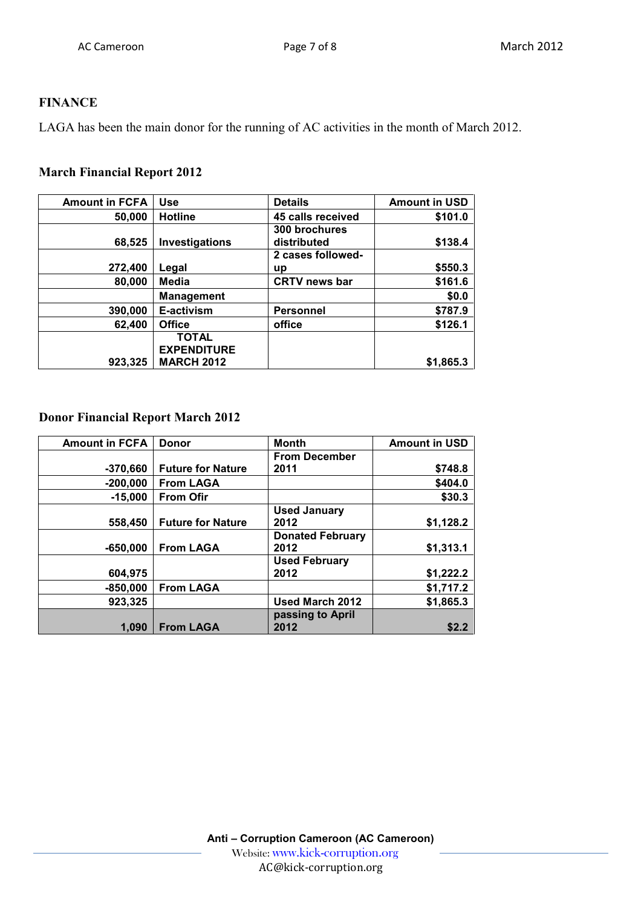## FINANCE

LAGA has been the main donor for the running of AC activities in the month of March 2012.

### March Financial Report 2012

| Amount in FCFA | Use | Details | Amount in USD |
|---|---|---|---|
| 50,000 | Hotline | 45 calls received | $101.0 |
| 68,525 | Investigations | 300 brochures distributed | $138.4 |
| 272,400 | Legal | 2 cases followed-up | $550.3 |
| 80,000 | Media | CRTV news bar | $161.6 |
| | Management | | $0.0 |
| 390,000 | E-activism | Personnel | $787.9 |
| 62,400 | Office | office | $126.1 |
| 923,325 | TOTAL EXPENDITURE MARCH 2012 | | $1,865.3 |

### Donor Financial Report March 2012

| Amount in FCFA | Donor | Month | Amount in USD |
|---|---|---|---|
| -370,660 | Future for Nature | From December 2011 | $748.8 |
| -200,000 | From LAGA | | $404.0 |
| -15,000 | From Ofir | | $30.3 |
| 558,450 | Future for Nature | Used January 2012 | $1,128.2 |
| -650,000 | From LAGA | Donated February 2012 | $1,313.1 |
| 604,975 | | Used February 2012 | $1,222.2 |
| -850,000 | From LAGA | | $1,717.2 |
| 923,325 | | Used March 2012 | $1,865.3 |
| 1,090 | From LAGA | passing to April 2012 | $2.2 |

**Anti – Corruption Cameroon (AC Cameroon)**
Website: www.kick-corruption.org
AC@kick-corruption.org